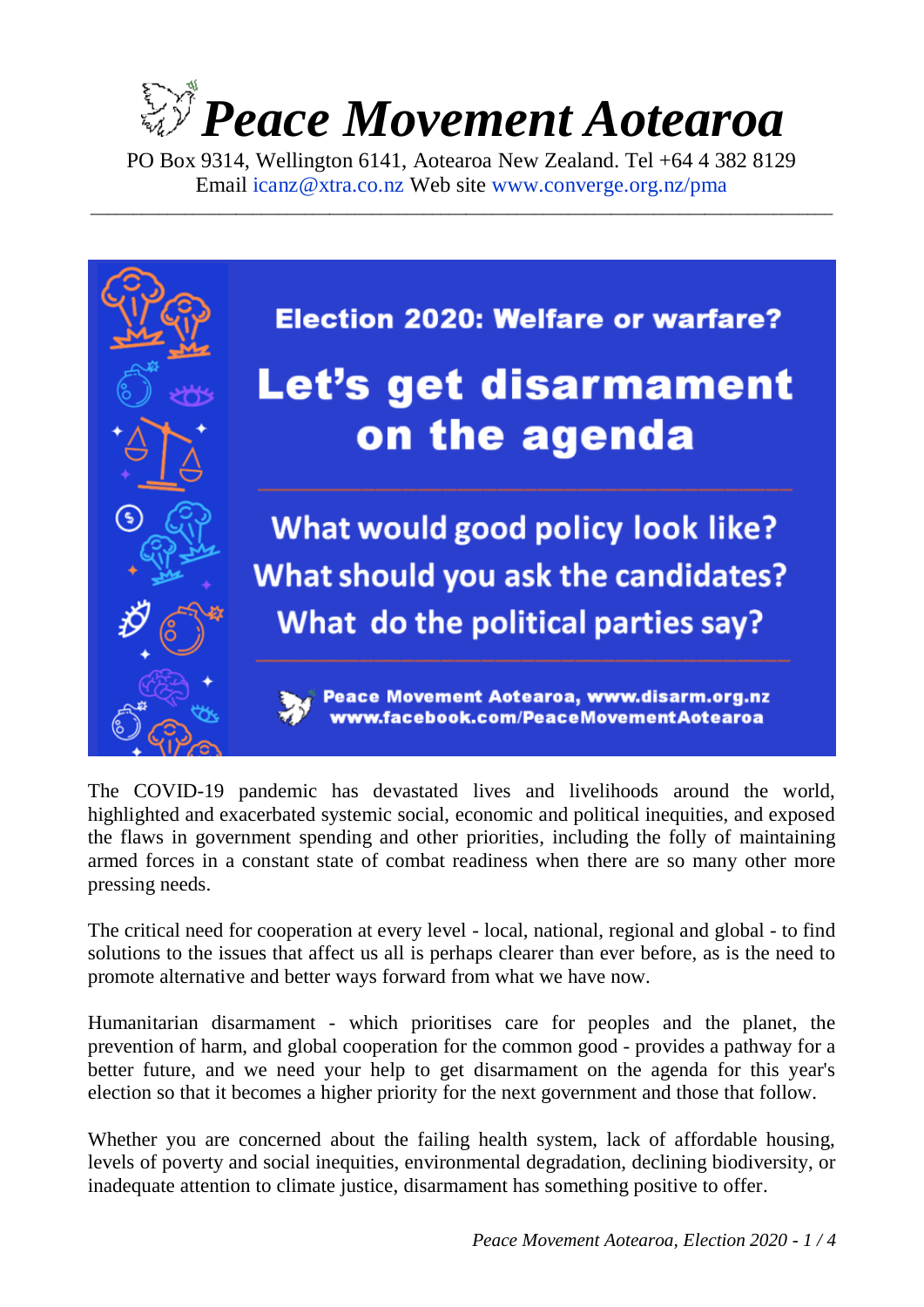# Peace Movement Aotearoa

PO Box 9314, Wellington 6141, Aotearoa New Zealand. Tel +64 4 382 8129
Email icanz@xtra.co.nz Web site www.converge.org.nz/pma

---

## Election 2020: Welfare or warfare?

# Let's get disarmament on the agenda

### What would good policy look like?
### What should you ask the candidates?
### What do the political parties say?

**Peace Movement Aotearoa, www.disarm.org.nz**
**www.facebook.com/PeaceMovementAotearoa**

The COVID-19 pandemic has devastated lives and livelihoods around the world, highlighted and exacerbated systemic social, economic and political inequities, and exposed the flaws in government spending and other priorities, including the folly of maintaining armed forces in a constant state of combat readiness when there are so many other more pressing needs.

The critical need for cooperation at every level - local, national, regional and global - to find solutions to the issues that affect us all is perhaps clearer than ever before, as is the need to promote alternative and better ways forward from what we have now.

Humanitarian disarmament - which prioritises care for peoples and the planet, the prevention of harm, and global cooperation for the common good - provides a pathway for a better future, and we need your help to get disarmament on the agenda for this year's election so that it becomes a higher priority for the next government and those that follow.

Whether you are concerned about the failing health system, lack of affordable housing, levels of poverty and social inequities, environmental degradation, declining biodiversity, or inadequate attention to climate justice, disarmament has something positive to offer.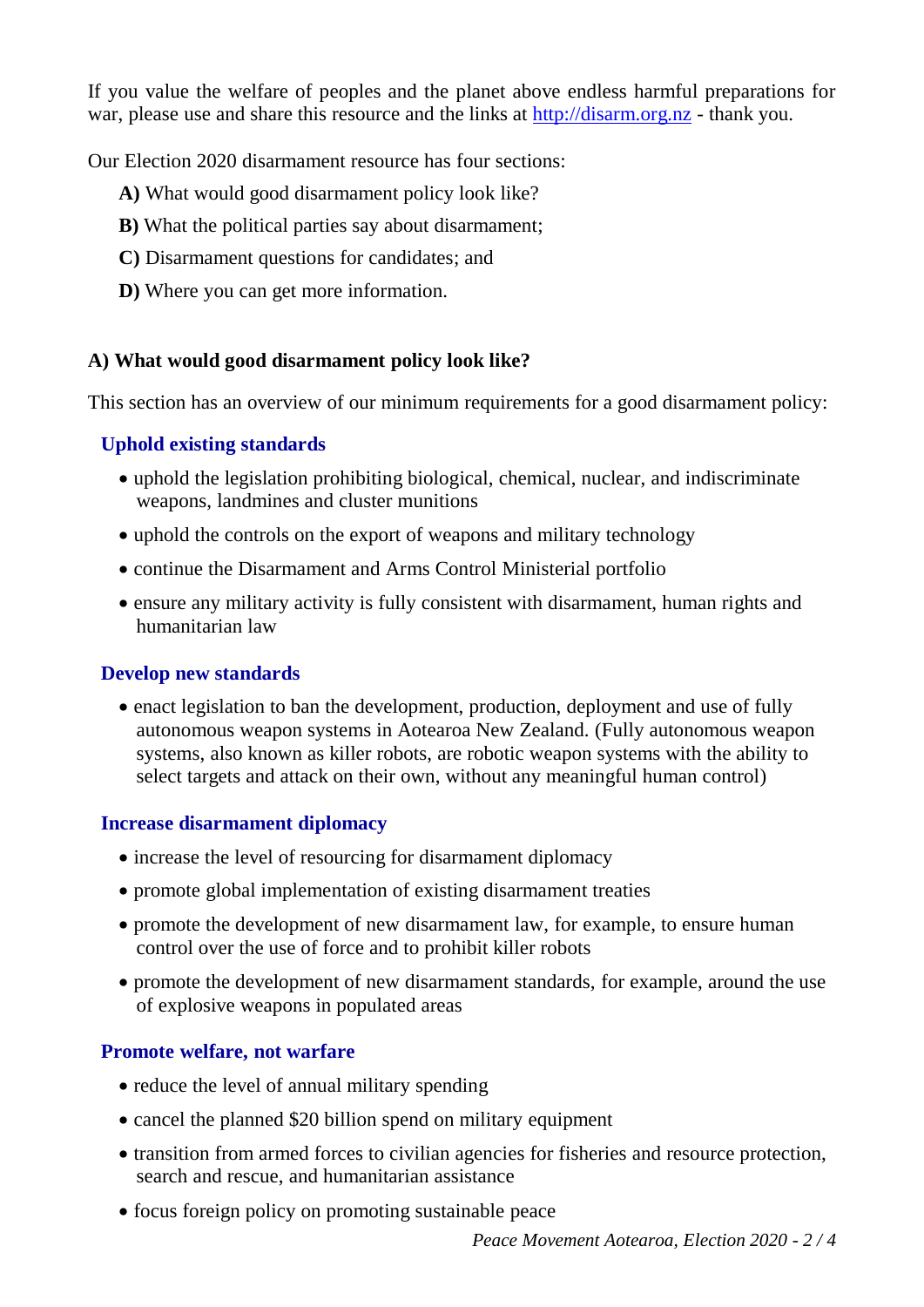If you value the welfare of peoples and the planet above endless harmful preparations for war, please use and share this resource and the links at [http://disarm.org.nz](http://disarm.org.nz) - thank you.

Our Election 2020 disarmament resource has four sections:

**A)** What would good disarmament policy look like?

**B)** What the political parties say about disarmament;

**C)** Disarmament questions for candidates; and

**D)** Where you can get more information.

## A) What would good disarmament policy look like?

This section has an overview of our minimum requirements for a good disarmament policy:

### Uphold existing standards

- uphold the legislation prohibiting biological, chemical, nuclear, and indiscriminate weapons, landmines and cluster munitions
- uphold the controls on the export of weapons and military technology
- continue the Disarmament and Arms Control Ministerial portfolio
- ensure any military activity is fully consistent with disarmament, human rights and humanitarian law

### Develop new standards

- enact legislation to ban the development, production, deployment and use of fully autonomous weapon systems in Aotearoa New Zealand. (Fully autonomous weapon systems, also known as killer robots, are robotic weapon systems with the ability to select targets and attack on their own, without any meaningful human control)

### Increase disarmament diplomacy

- increase the level of resourcing for disarmament diplomacy
- promote global implementation of existing disarmament treaties
- promote the development of new disarmament law, for example, to ensure human control over the use of force and to prohibit killer robots
- promote the development of new disarmament standards, for example, around the use of explosive weapons in populated areas

### Promote welfare, not warfare

- reduce the level of annual military spending
- cancel the planned $20 billion spend on military equipment
- transition from armed forces to civilian agencies for fisheries and resource protection, search and rescue, and humanitarian assistance
- focus foreign policy on promoting sustainable peace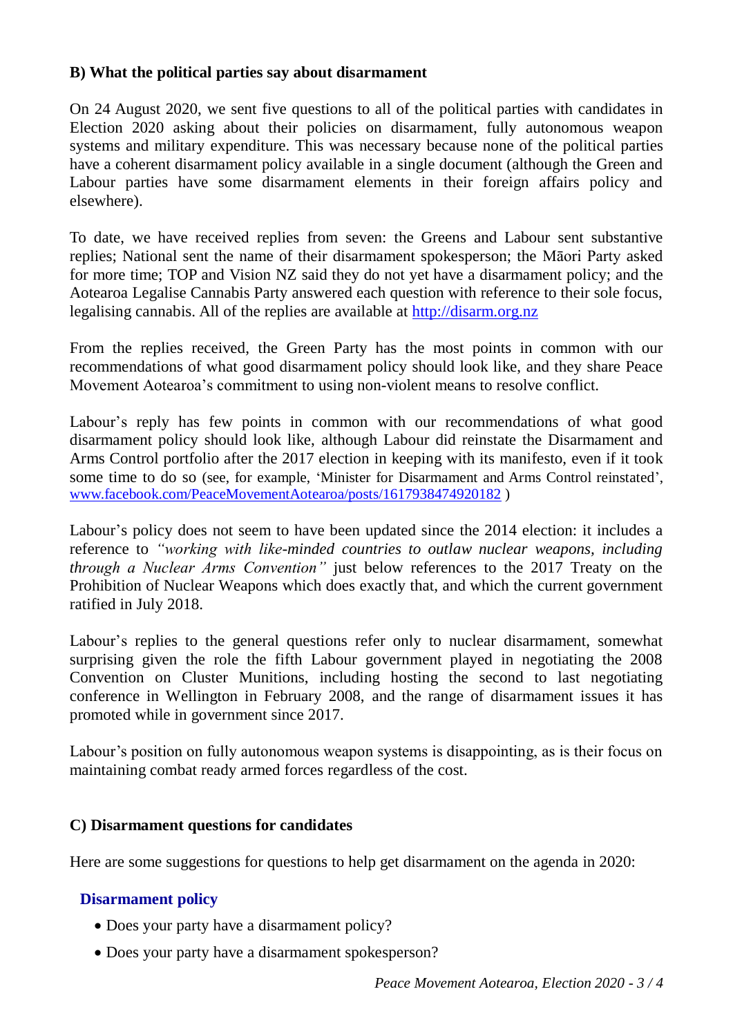## B) What the political parties say about disarmament

On 24 August 2020, we sent five questions to all of the political parties with candidates in Election 2020 asking about their policies on disarmament, fully autonomous weapon systems and military expenditure. This was necessary because none of the political parties have a coherent disarmament policy available in a single document (although the Green and Labour parties have some disarmament elements in their foreign affairs policy and elsewhere).

To date, we have received replies from seven: the Greens and Labour sent substantive replies; National sent the name of their disarmament spokesperson; the Māori Party asked for more time; TOP and Vision NZ said they do not yet have a disarmament policy; and the Aotearoa Legalise Cannabis Party answered each question with reference to their sole focus, legalising cannabis. All of the replies are available at [http://disarm.org.nz](http://disarm.org.nz)

From the replies received, the Green Party has the most points in common with our recommendations of what good disarmament policy should look like, and they share Peace Movement Aotearoa's commitment to using non-violent means to resolve conflict.

Labour's reply has few points in common with our recommendations of what good disarmament policy should look like, although Labour did reinstate the Disarmament and Arms Control portfolio after the 2017 election in keeping with its manifesto, even if it took some time to do so (see, for example, 'Minister for Disarmament and Arms Control reinstated', [www.facebook.com/PeaceMovementAotearoa/posts/1617938474920182](www.facebook.com/PeaceMovementAotearoa/posts/1617938474920182) )

Labour's policy does not seem to have been updated since the 2014 election: it includes a reference to *"working with like-minded countries to outlaw nuclear weapons, including through a Nuclear Arms Convention"* just below references to the 2017 Treaty on the Prohibition of Nuclear Weapons which does exactly that, and which the current government ratified in July 2018.

Labour's replies to the general questions refer only to nuclear disarmament, somewhat surprising given the role the fifth Labour government played in negotiating the 2008 Convention on Cluster Munitions, including hosting the second to last negotiating conference in Wellington in February 2008, and the range of disarmament issues it has promoted while in government since 2017.

Labour's position on fully autonomous weapon systems is disappointing, as is their focus on maintaining combat ready armed forces regardless of the cost.

## C) Disarmament questions for candidates

Here are some suggestions for questions to help get disarmament on the agenda in 2020:

### Disarmament policy

- Does your party have a disarmament policy?
- Does your party have a disarmament spokesperson?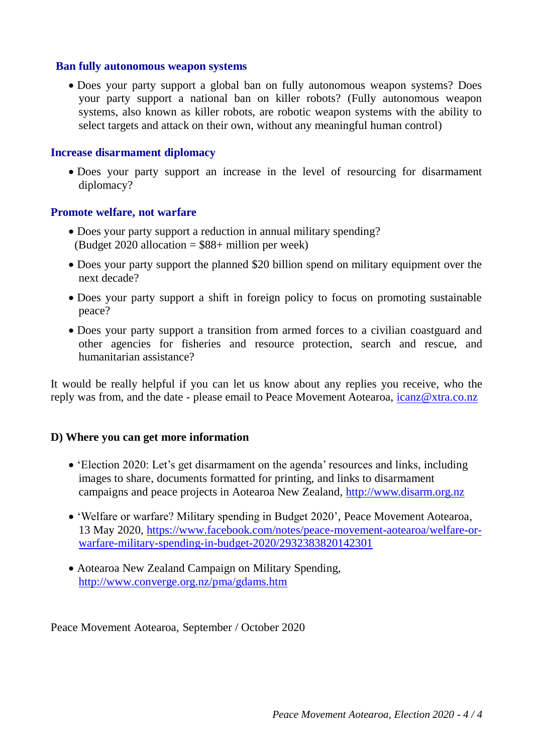### Ban fully autonomous weapon systems

- Does your party support a global ban on fully autonomous weapon systems? Does your party support a national ban on killer robots? (Fully autonomous weapon systems, also known as killer robots, are robotic weapon systems with the ability to select targets and attack on their own, without any meaningful human control)

### Increase disarmament diplomacy

- Does your party support an increase in the level of resourcing for disarmament diplomacy?

### Promote welfare, not warfare

- Does your party support a reduction in annual military spending? (Budget 2020 allocation = $88+ million per week)
- Does your party support the planned $20 billion spend on military equipment over the next decade?
- Does your party support a shift in foreign policy to focus on promoting sustainable peace?
- Does your party support a transition from armed forces to a civilian coastguard and other agencies for fisheries and resource protection, search and rescue, and humanitarian assistance?

It would be really helpful if you can let us know about any replies you receive, who the reply was from, and the date - please email to Peace Movement Aotearoa, icanz@xtra.co.nz

## D) Where you can get more information

- 'Election 2020: Let's get disarmament on the agenda' resources and links, including images to share, documents formatted for printing, and links to disarmament campaigns and peace projects in Aotearoa New Zealand, http://www.disarm.org.nz
- 'Welfare or warfare? Military spending in Budget 2020', Peace Movement Aotearoa, 13 May 2020, https://www.facebook.com/notes/peace-movement-aotearoa/welfare-or-warfare-military-spending-in-budget-2020/2932383820142301
- Aotearoa New Zealand Campaign on Military Spending, http://www.converge.org.nz/pma/gdams.htm

Peace Movement Aotearoa, September / October 2020